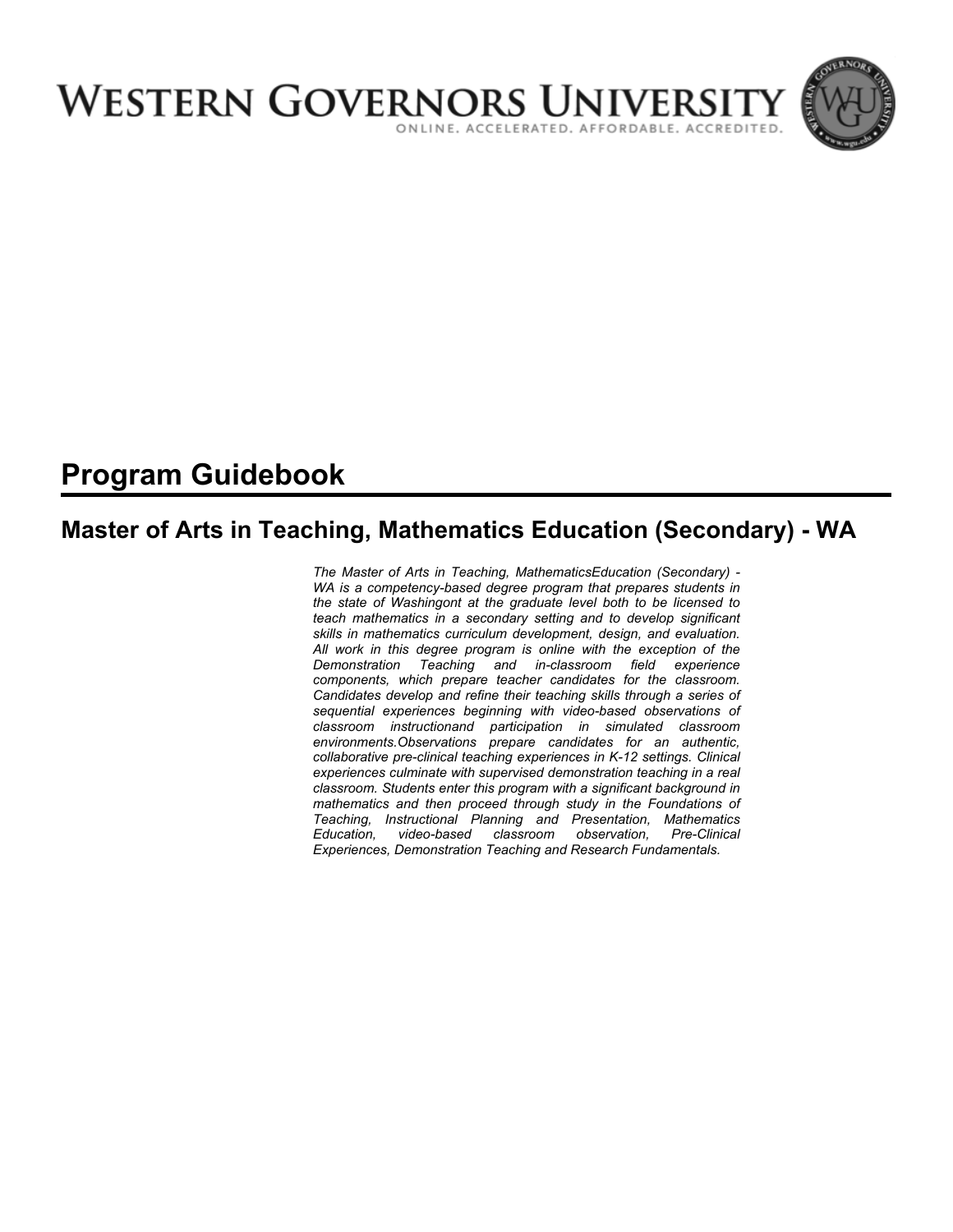# WESTERN GOVERNORS UNIVERSITY

ONLINE. ACCELERATED. AFFORDABLE. ACCREDITED.

# Program Guidebook

## Master of Arts in Teaching, Mathematics Education (Secondary) - WA

*The Master of Arts in Teaching, MathematicsEducation (Secondary) - WA is a competency-based degree program that prepares students in the state of Washingont at the graduate level both to be licensed to teach mathematics in a secondary setting and to develop significant skills in mathematics curriculum development, design, and evaluation. All work in this degree program is online with the exception of the Demonstration Teaching and in-classroom field experience components, which prepare teacher candidates for the classroom. Candidates develop and refine their teaching skills through a series of sequential experiences beginning with video-based observations of classroom instructionand participation in simulated classroom environments.Observations prepare candidates for an authentic, collaborative pre-clinical teaching experiences in K-12 settings. Clinical experiences culminate with supervised demonstration teaching in a real classroom. Students enter this program with a significant background in mathematics and then proceed through study in the Foundations of Teaching, Instructional Planning and Presentation, Mathematics Education, video-based classroom observation, Pre-Clinical Experiences, Demonstration Teaching and Research Fundamentals.*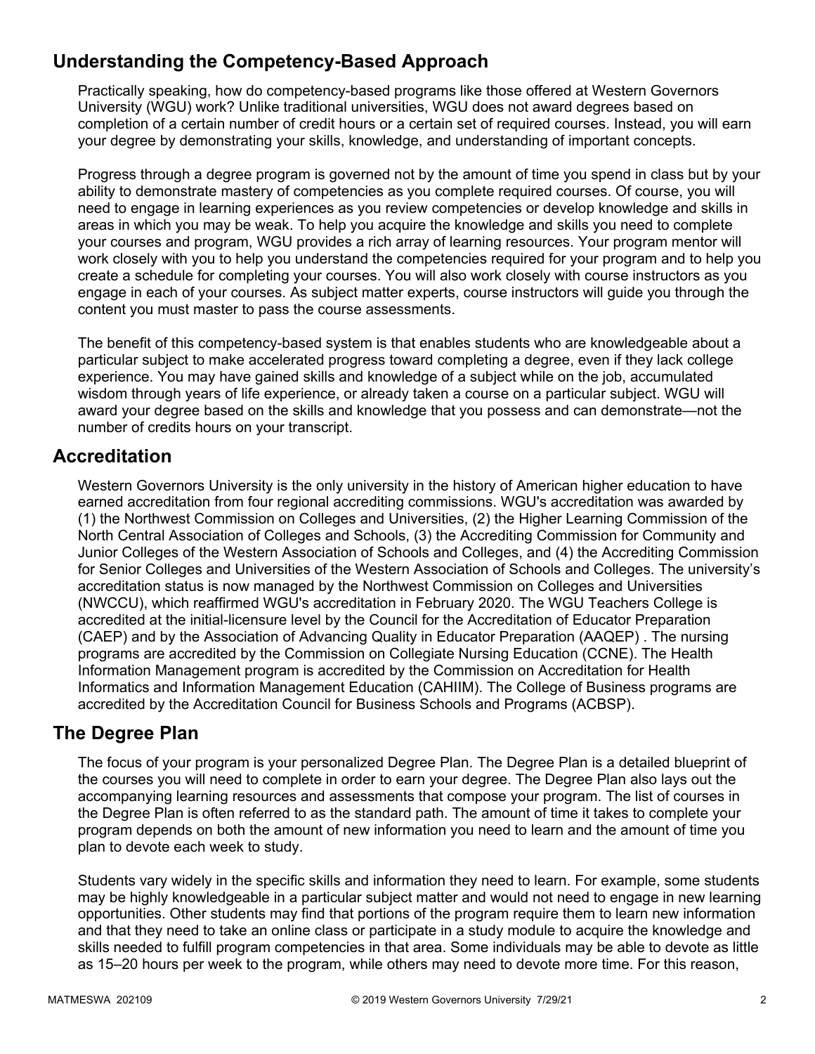## Understanding the Competency-Based Approach

Practically speaking, how do competency-based programs like those offered at Western Governors University (WGU) work? Unlike traditional universities, WGU does not award degrees based on completion of a certain number of credit hours or a certain set of required courses. Instead, you will earn your degree by demonstrating your skills, knowledge, and understanding of important concepts.

Progress through a degree program is governed not by the amount of time you spend in class but by your ability to demonstrate mastery of competencies as you complete required courses. Of course, you will need to engage in learning experiences as you review competencies or develop knowledge and skills in areas in which you may be weak. To help you acquire the knowledge and skills you need to complete your courses and program, WGU provides a rich array of learning resources. Your program mentor will work closely with you to help you understand the competencies required for your program and to help you create a schedule for completing your courses. You will also work closely with course instructors as you engage in each of your courses. As subject matter experts, course instructors will guide you through the content you must master to pass the course assessments.

The benefit of this competency-based system is that enables students who are knowledgeable about a particular subject to make accelerated progress toward completing a degree, even if they lack college experience. You may have gained skills and knowledge of a subject while on the job, accumulated wisdom through years of life experience, or already taken a course on a particular subject. WGU will award your degree based on the skills and knowledge that you possess and can demonstrate—not the number of credits hours on your transcript.

## Accreditation

Western Governors University is the only university in the history of American higher education to have earned accreditation from four regional accrediting commissions. WGU's accreditation was awarded by (1) the Northwest Commission on Colleges and Universities, (2) the Higher Learning Commission of the North Central Association of Colleges and Schools, (3) the Accrediting Commission for Community and Junior Colleges of the Western Association of Schools and Colleges, and (4) the Accrediting Commission for Senior Colleges and Universities of the Western Association of Schools and Colleges. The university's accreditation status is now managed by the Northwest Commission on Colleges and Universities (NWCCU), which reaffirmed WGU's accreditation in February 2020. The WGU Teachers College is accredited at the initial-licensure level by the Council for the Accreditation of Educator Preparation (CAEP) and by the Association of Advancing Quality in Educator Preparation (AAQEP) . The nursing programs are accredited by the Commission on Collegiate Nursing Education (CCNE). The Health Information Management program is accredited by the Commission on Accreditation for Health Informatics and Information Management Education (CAHIIM). The College of Business programs are accredited by the Accreditation Council for Business Schools and Programs (ACBSP).

## The Degree Plan

The focus of your program is your personalized Degree Plan. The Degree Plan is a detailed blueprint of the courses you will need to complete in order to earn your degree. The Degree Plan also lays out the accompanying learning resources and assessments that compose your program. The list of courses in the Degree Plan is often referred to as the standard path. The amount of time it takes to complete your program depends on both the amount of new information you need to learn and the amount of time you plan to devote each week to study.

Students vary widely in the specific skills and information they need to learn. For example, some students may be highly knowledgeable in a particular subject matter and would not need to engage in new learning opportunities. Other students may find that portions of the program require them to learn new information and that they need to take an online class or participate in a study module to acquire the knowledge and skills needed to fulfill program competencies in that area. Some individuals may be able to devote as little as 15–20 hours per week to the program, while others may need to devote more time. For this reason,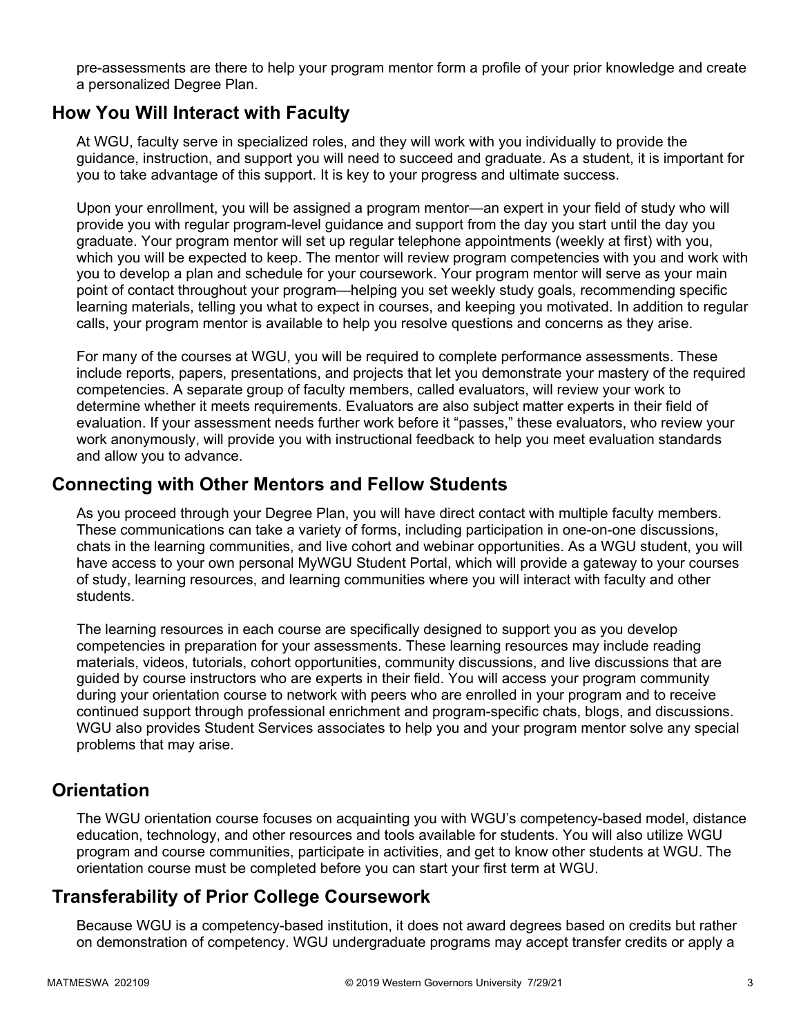pre-assessments are there to help your program mentor form a profile of your prior knowledge and create a personalized Degree Plan.

## How You Will Interact with Faculty

At WGU, faculty serve in specialized roles, and they will work with you individually to provide the guidance, instruction, and support you will need to succeed and graduate. As a student, it is important for you to take advantage of this support. It is key to your progress and ultimate success.

Upon your enrollment, you will be assigned a program mentor—an expert in your field of study who will provide you with regular program-level guidance and support from the day you start until the day you graduate. Your program mentor will set up regular telephone appointments (weekly at first) with you, which you will be expected to keep. The mentor will review program competencies with you and work with you to develop a plan and schedule for your coursework. Your program mentor will serve as your main point of contact throughout your program—helping you set weekly study goals, recommending specific learning materials, telling you what to expect in courses, and keeping you motivated. In addition to regular calls, your program mentor is available to help you resolve questions and concerns as they arise.

For many of the courses at WGU, you will be required to complete performance assessments. These include reports, papers, presentations, and projects that let you demonstrate your mastery of the required competencies. A separate group of faculty members, called evaluators, will review your work to determine whether it meets requirements. Evaluators are also subject matter experts in their field of evaluation. If your assessment needs further work before it "passes," these evaluators, who review your work anonymously, will provide you with instructional feedback to help you meet evaluation standards and allow you to advance.

## Connecting with Other Mentors and Fellow Students

As you proceed through your Degree Plan, you will have direct contact with multiple faculty members. These communications can take a variety of forms, including participation in one-on-one discussions, chats in the learning communities, and live cohort and webinar opportunities. As a WGU student, you will have access to your own personal MyWGU Student Portal, which will provide a gateway to your courses of study, learning resources, and learning communities where you will interact with faculty and other students.

The learning resources in each course are specifically designed to support you as you develop competencies in preparation for your assessments. These learning resources may include reading materials, videos, tutorials, cohort opportunities, community discussions, and live discussions that are guided by course instructors who are experts in their field. You will access your program community during your orientation course to network with peers who are enrolled in your program and to receive continued support through professional enrichment and program-specific chats, blogs, and discussions. WGU also provides Student Services associates to help you and your program mentor solve any special problems that may arise.

## Orientation

The WGU orientation course focuses on acquainting you with WGU's competency-based model, distance education, technology, and other resources and tools available for students. You will also utilize WGU program and course communities, participate in activities, and get to know other students at WGU. The orientation course must be completed before you can start your first term at WGU.

## Transferability of Prior College Coursework

Because WGU is a competency-based institution, it does not award degrees based on credits but rather on demonstration of competency. WGU undergraduate programs may accept transfer credits or apply a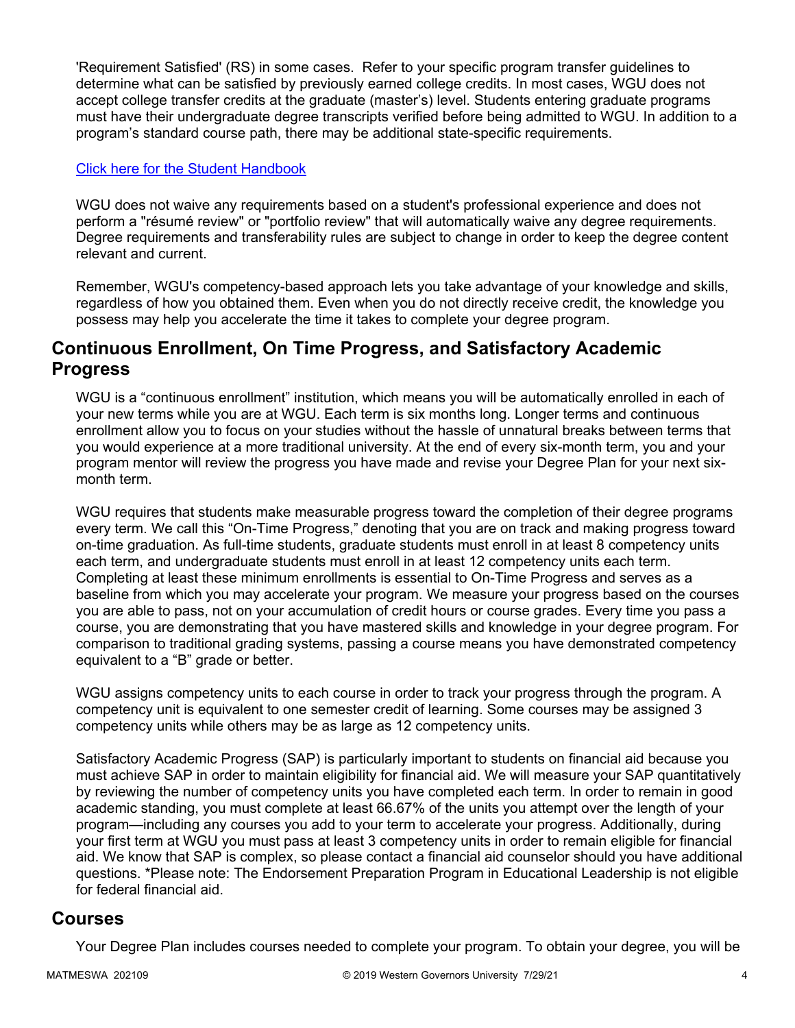'Requirement Satisfied' (RS) in some cases. Refer to your specific program transfer guidelines to determine what can be satisfied by previously earned college credits. In most cases, WGU does not accept college transfer credits at the graduate (master's) level. Students entering graduate programs must have their undergraduate degree transcripts verified before being admitted to WGU. In addition to a program's standard course path, there may be additional state-specific requirements.

[Click here for the Student Handbook]

WGU does not waive any requirements based on a student's professional experience and does not perform a "résumé review" or "portfolio review" that will automatically waive any degree requirements. Degree requirements and transferability rules are subject to change in order to keep the degree content relevant and current.

Remember, WGU's competency-based approach lets you take advantage of your knowledge and skills, regardless of how you obtained them. Even when you do not directly receive credit, the knowledge you possess may help you accelerate the time it takes to complete your degree program.

## Continuous Enrollment, On Time Progress, and Satisfactory Academic Progress

WGU is a "continuous enrollment" institution, which means you will be automatically enrolled in each of your new terms while you are at WGU. Each term is six months long. Longer terms and continuous enrollment allow you to focus on your studies without the hassle of unnatural breaks between terms that you would experience at a more traditional university. At the end of every six-month term, you and your program mentor will review the progress you have made and revise your Degree Plan for your next six-month term.

WGU requires that students make measurable progress toward the completion of their degree programs every term. We call this "On-Time Progress," denoting that you are on track and making progress toward on-time graduation. As full-time students, graduate students must enroll in at least 8 competency units each term, and undergraduate students must enroll in at least 12 competency units each term. Completing at least these minimum enrollments is essential to On-Time Progress and serves as a baseline from which you may accelerate your program. We measure your progress based on the courses you are able to pass, not on your accumulation of credit hours or course grades. Every time you pass a course, you are demonstrating that you have mastered skills and knowledge in your degree program. For comparison to traditional grading systems, passing a course means you have demonstrated competency equivalent to a "B" grade or better.

WGU assigns competency units to each course in order to track your progress through the program. A competency unit is equivalent to one semester credit of learning. Some courses may be assigned 3 competency units while others may be as large as 12 competency units.

Satisfactory Academic Progress (SAP) is particularly important to students on financial aid because you must achieve SAP in order to maintain eligibility for financial aid. We will measure your SAP quantitatively by reviewing the number of competency units you have completed each term. In order to remain in good academic standing, you must complete at least 66.67% of the units you attempt over the length of your program—including any courses you add to your term to accelerate your progress. Additionally, during your first term at WGU you must pass at least 3 competency units in order to remain eligible for financial aid. We know that SAP is complex, so please contact a financial aid counselor should you have additional questions. *Please note: The Endorsement Preparation Program in Educational Leadership is not eligible for federal financial aid.

## Courses

Your Degree Plan includes courses needed to complete your program. To obtain your degree, you will be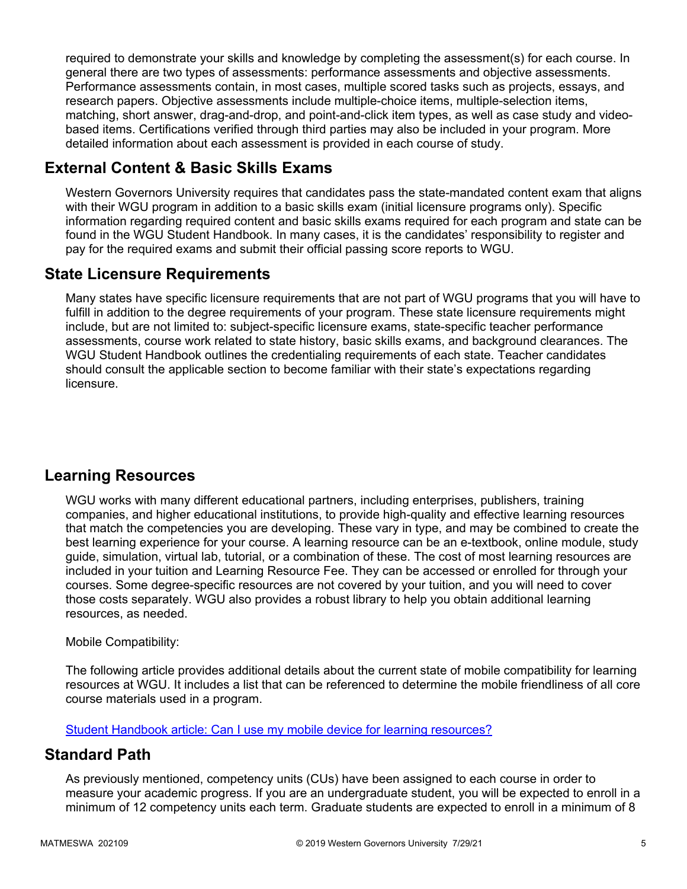required to demonstrate your skills and knowledge by completing the assessment(s) for each course. In general there are two types of assessments: performance assessments and objective assessments. Performance assessments contain, in most cases, multiple scored tasks such as projects, essays, and research papers. Objective assessments include multiple-choice items, multiple-selection items, matching, short answer, drag-and-drop, and point-and-click item types, as well as case study and video-based items. Certifications verified through third parties may also be included in your program. More detailed information about each assessment is provided in each course of study.

## External Content & Basic Skills Exams

Western Governors University requires that candidates pass the state-mandated content exam that aligns with their WGU program in addition to a basic skills exam (initial licensure programs only). Specific information regarding required content and basic skills exams required for each program and state can be found in the WGU Student Handbook. In many cases, it is the candidates' responsibility to register and pay for the required exams and submit their official passing score reports to WGU.

## State Licensure Requirements

Many states have specific licensure requirements that are not part of WGU programs that you will have to fulfill in addition to the degree requirements of your program. These state licensure requirements might include, but are not limited to: subject-specific licensure exams, state-specific teacher performance assessments, course work related to state history, basic skills exams, and background clearances. The WGU Student Handbook outlines the credentialing requirements of each state. Teacher candidates should consult the applicable section to become familiar with their state's expectations regarding licensure.

## Learning Resources

WGU works with many different educational partners, including enterprises, publishers, training companies, and higher educational institutions, to provide high-quality and effective learning resources that match the competencies you are developing. These vary in type, and may be combined to create the best learning experience for your course. A learning resource can be an e-textbook, online module, study guide, simulation, virtual lab, tutorial, or a combination of these. The cost of most learning resources are included in your tuition and Learning Resource Fee. They can be accessed or enrolled for through your courses. Some degree-specific resources are not covered by your tuition, and you will need to cover those costs separately. WGU also provides a robust library to help you obtain additional learning resources, as needed.

Mobile Compatibility:

The following article provides additional details about the current state of mobile compatibility for learning resources at WGU. It includes a list that can be referenced to determine the mobile friendliness of all core course materials used in a program.

Student Handbook article: Can I use my mobile device for learning resources?

## Standard Path

As previously mentioned, competency units (CUs) have been assigned to each course in order to measure your academic progress. If you are an undergraduate student, you will be expected to enroll in a minimum of 12 competency units each term. Graduate students are expected to enroll in a minimum of 8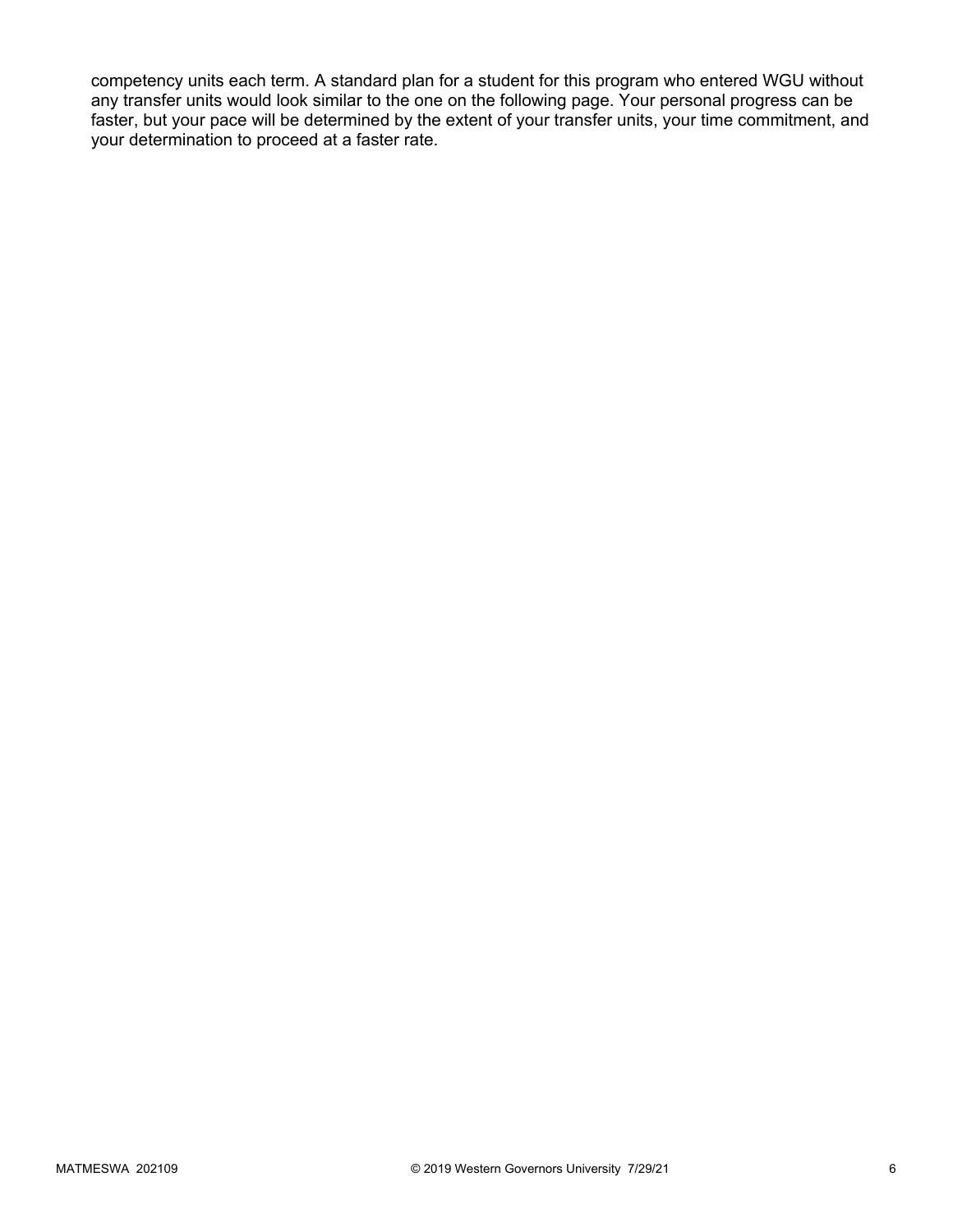competency units each term. A standard plan for a student for this program who entered WGU without any transfer units would look similar to the one on the following page. Your personal progress can be faster, but your pace will be determined by the extent of your transfer units, your time commitment, and your determination to proceed at a faster rate.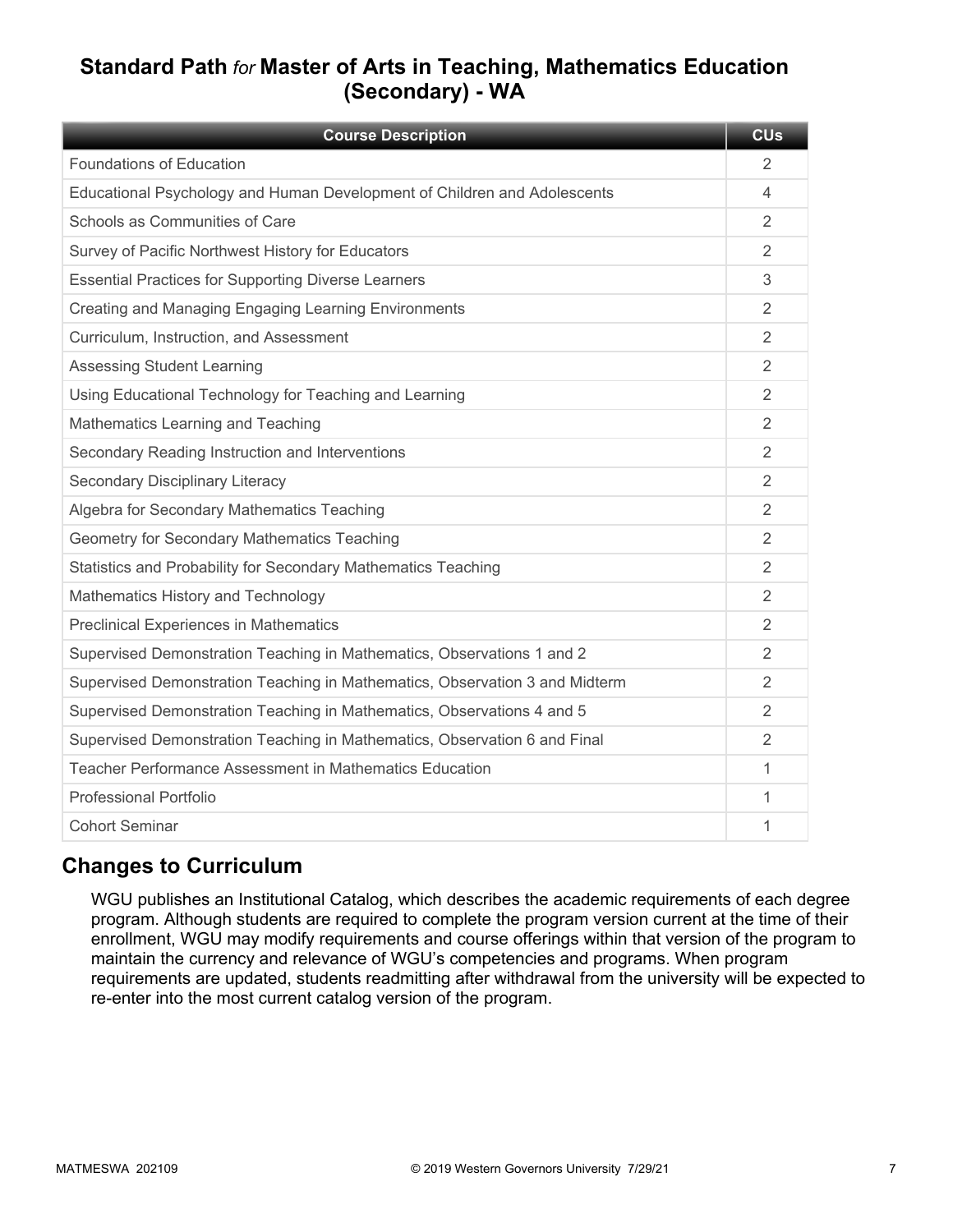## Standard Path *for* Master of Arts in Teaching, Mathematics Education (Secondary) - WA

| Course Description | CUs |
| --- | --- |
| Foundations of Education | 2 |
| Educational Psychology and Human Development of Children and Adolescents | 4 |
| Schools as Communities of Care | 2 |
| Survey of Pacific Northwest History for Educators | 2 |
| Essential Practices for Supporting Diverse Learners | 3 |
| Creating and Managing Engaging Learning Environments | 2 |
| Curriculum, Instruction, and Assessment | 2 |
| Assessing Student Learning | 2 |
| Using Educational Technology for Teaching and Learning | 2 |
| Mathematics Learning and Teaching | 2 |
| Secondary Reading Instruction and Interventions | 2 |
| Secondary Disciplinary Literacy | 2 |
| Algebra for Secondary Mathematics Teaching | 2 |
| Geometry for Secondary Mathematics Teaching | 2 |
| Statistics and Probability for Secondary Mathematics Teaching | 2 |
| Mathematics History and Technology | 2 |
| Preclinical Experiences in Mathematics | 2 |
| Supervised Demonstration Teaching in Mathematics, Observations 1 and 2 | 2 |
| Supervised Demonstration Teaching in Mathematics, Observation 3 and Midterm | 2 |
| Supervised Demonstration Teaching in Mathematics, Observations 4 and 5 | 2 |
| Supervised Demonstration Teaching in Mathematics, Observation 6 and Final | 2 |
| Teacher Performance Assessment in Mathematics Education | 1 |
| Professional Portfolio | 1 |
| Cohort Seminar | 1 |

## Changes to Curriculum

WGU publishes an Institutional Catalog, which describes the academic requirements of each degree program. Although students are required to complete the program version current at the time of their enrollment, WGU may modify requirements and course offerings within that version of the program to maintain the currency and relevance of WGU's competencies and programs. When program requirements are updated, students readmitting after withdrawal from the university will be expected to re-enter into the most current catalog version of the program.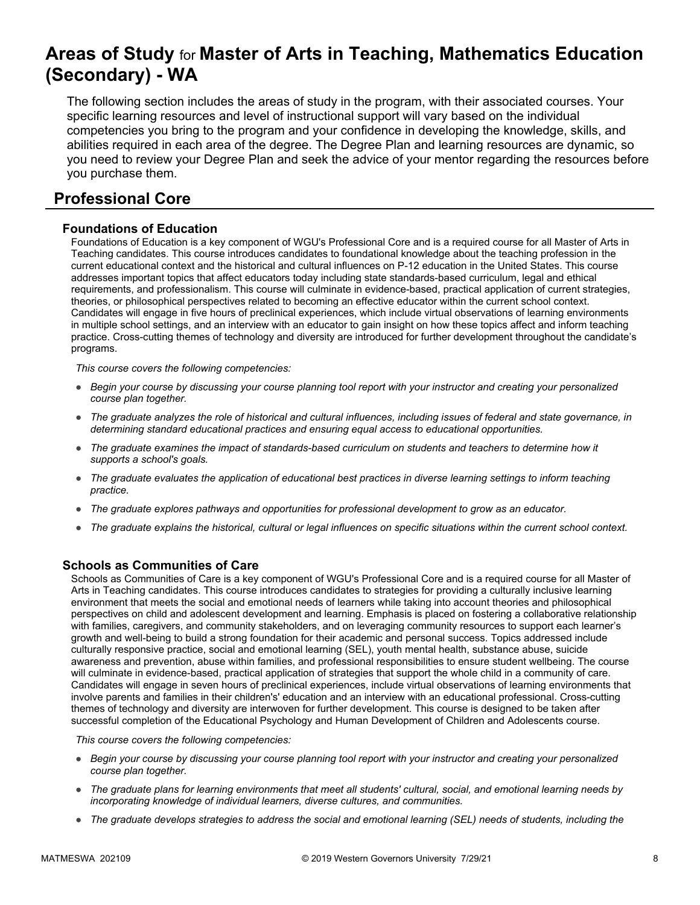# Areas of Study for Master of Arts in Teaching, Mathematics Education (Secondary) - WA

The following section includes the areas of study in the program, with their associated courses. Your specific learning resources and level of instructional support will vary based on the individual competencies you bring to the program and your confidence in developing the knowledge, skills, and abilities required in each area of the degree. The Degree Plan and learning resources are dynamic, so you need to review your Degree Plan and seek the advice of your mentor regarding the resources before you purchase them.

## Professional Core

### Foundations of Education

Foundations of Education is a key component of WGU's Professional Core and is a required course for all Master of Arts in Teaching candidates. This course introduces candidates to foundational knowledge about the teaching profession in the current educational context and the historical and cultural influences on P-12 education in the United States. This course addresses important topics that affect educators today including state standards-based curriculum, legal and ethical requirements, and professionalism. This course will culminate in evidence-based, practical application of current strategies, theories, or philosophical perspectives related to becoming an effective educator within the current school context. Candidates will engage in five hours of preclinical experiences, which include virtual observations of learning environments in multiple school settings, and an interview with an educator to gain insight on how these topics affect and inform teaching practice. Cross-cutting themes of technology and diversity are introduced for further development throughout the candidate's programs.

*This course covers the following competencies:*

- *Begin your course by discussing your course planning tool report with your instructor and creating your personalized course plan together.*
- *The graduate analyzes the role of historical and cultural influences, including issues of federal and state governance, in determining standard educational practices and ensuring equal access to educational opportunities.*
- *The graduate examines the impact of standards-based curriculum on students and teachers to determine how it supports a school's goals.*
- *The graduate evaluates the application of educational best practices in diverse learning settings to inform teaching practice.*
- *The graduate explores pathways and opportunities for professional development to grow as an educator.*
- *The graduate explains the historical, cultural or legal influences on specific situations within the current school context.*

### Schools as Communities of Care

Schools as Communities of Care is a key component of WGU's Professional Core and is a required course for all Master of Arts in Teaching candidates. This course introduces candidates to strategies for providing a culturally inclusive learning environment that meets the social and emotional needs of learners while taking into account theories and philosophical perspectives on child and adolescent development and learning. Emphasis is placed on fostering a collaborative relationship with families, caregivers, and community stakeholders, and on leveraging community resources to support each learner's growth and well-being to build a strong foundation for their academic and personal success. Topics addressed include culturally responsive practice, social and emotional learning (SEL), youth mental health, substance abuse, suicide awareness and prevention, abuse within families, and professional responsibilities to ensure student wellbeing. The course will culminate in evidence-based, practical application of strategies that support the whole child in a community of care. Candidates will engage in seven hours of preclinical experiences, include virtual observations of learning environments that involve parents and families in their children's' education and an interview with an educational professional. Cross-cutting themes of technology and diversity are interwoven for further development. This course is designed to be taken after successful completion of the Educational Psychology and Human Development of Children and Adolescents course.

*This course covers the following competencies:*

- *Begin your course by discussing your course planning tool report with your instructor and creating your personalized course plan together.*
- *The graduate plans for learning environments that meet all students' cultural, social, and emotional learning needs by incorporating knowledge of individual learners, diverse cultures, and communities.*
- *The graduate develops strategies to address the social and emotional learning (SEL) needs of students, including the*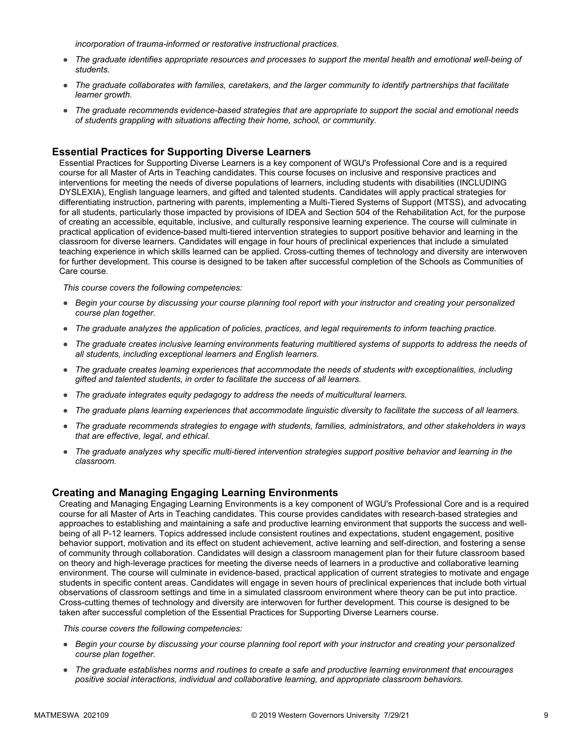*incorporation of trauma-informed or restorative instructional practices.*

- *The graduate identifies appropriate resources and processes to support the mental health and emotional well-being of students.*
- *The graduate collaborates with families, caretakers, and the larger community to identify partnerships that facilitate learner growth.*
- *The graduate recommends evidence-based strategies that are appropriate to support the social and emotional needs of students grappling with situations affecting their home, school, or community.*

## Essential Practices for Supporting Diverse Learners

Essential Practices for Supporting Diverse Learners is a key component of WGU's Professional Core and is a required course for all Master of Arts in Teaching candidates. This course focuses on inclusive and responsive practices and interventions for meeting the needs of diverse populations of learners, including students with disabilities (INCLUDING DYSLEXIA), English language learners, and gifted and talented students. Candidates will apply practical strategies for differentiating instruction, partnering with parents, implementing a Multi-Tiered Systems of Support (MTSS), and advocating for all students, particularly those impacted by provisions of IDEA and Section 504 of the Rehabilitation Act, for the purpose of creating an accessible, equitable, inclusive, and culturally responsive learning experience. The course will culminate in practical application of evidence-based multi-tiered intervention strategies to support positive behavior and learning in the classroom for diverse learners. Candidates will engage in four hours of preclinical experiences that include a simulated teaching experience in which skills learned can be applied. Cross-cutting themes of technology and diversity are interwoven for further development. This course is designed to be taken after successful completion of the Schools as Communities of Care course.

*This course covers the following competencies:*

- *Begin your course by discussing your course planning tool report with your instructor and creating your personalized course plan together.*
- *The graduate analyzes the application of policies, practices, and legal requirements to inform teaching practice.*
- *The graduate creates inclusive learning environments featuring multitiered systems of supports to address the needs of all students, including exceptional learners and English learners.*
- *The graduate creates learning experiences that accommodate the needs of students with exceptionalities, including gifted and talented students, in order to facilitate the success of all learners.*
- *The graduate integrates equity pedagogy to address the needs of multicultural learners.*
- *The graduate plans learning experiences that accommodate linguistic diversity to facilitate the success of all learners.*
- *The graduate recommends strategies to engage with students, families, administrators, and other stakeholders in ways that are effective, legal, and ethical.*
- *The graduate analyzes why specific multi-tiered intervention strategies support positive behavior and learning in the classroom.*

## Creating and Managing Engaging Learning Environments

Creating and Managing Engaging Learning Environments is a key component of WGU's Professional Core and is a required course for all Master of Arts in Teaching candidates. This course provides candidates with research-based strategies and approaches to establishing and maintaining a safe and productive learning environment that supports the success and well-being of all P-12 learners. Topics addressed include consistent routines and expectations, student engagement, positive behavior support, motivation and its effect on student achievement, active learning and self-direction, and fostering a sense of community through collaboration. Candidates will design a classroom management plan for their future classroom based on theory and high-leverage practices for meeting the diverse needs of learners in a productive and collaborative learning environment. The course will culminate in evidence-based, practical application of current strategies to motivate and engage students in specific content areas. Candidates will engage in seven hours of preclinical experiences that include both virtual observations of classroom settings and time in a simulated classroom environment where theory can be put into practice. Cross-cutting themes of technology and diversity are interwoven for further development. This course is designed to be taken after successful completion of the Essential Practices for Supporting Diverse Learners course.

*This course covers the following competencies:*

- *Begin your course by discussing your course planning tool report with your instructor and creating your personalized course plan together.*
- *The graduate establishes norms and routines to create a safe and productive learning environment that encourages positive social interactions, individual and collaborative learning, and appropriate classroom behaviors.*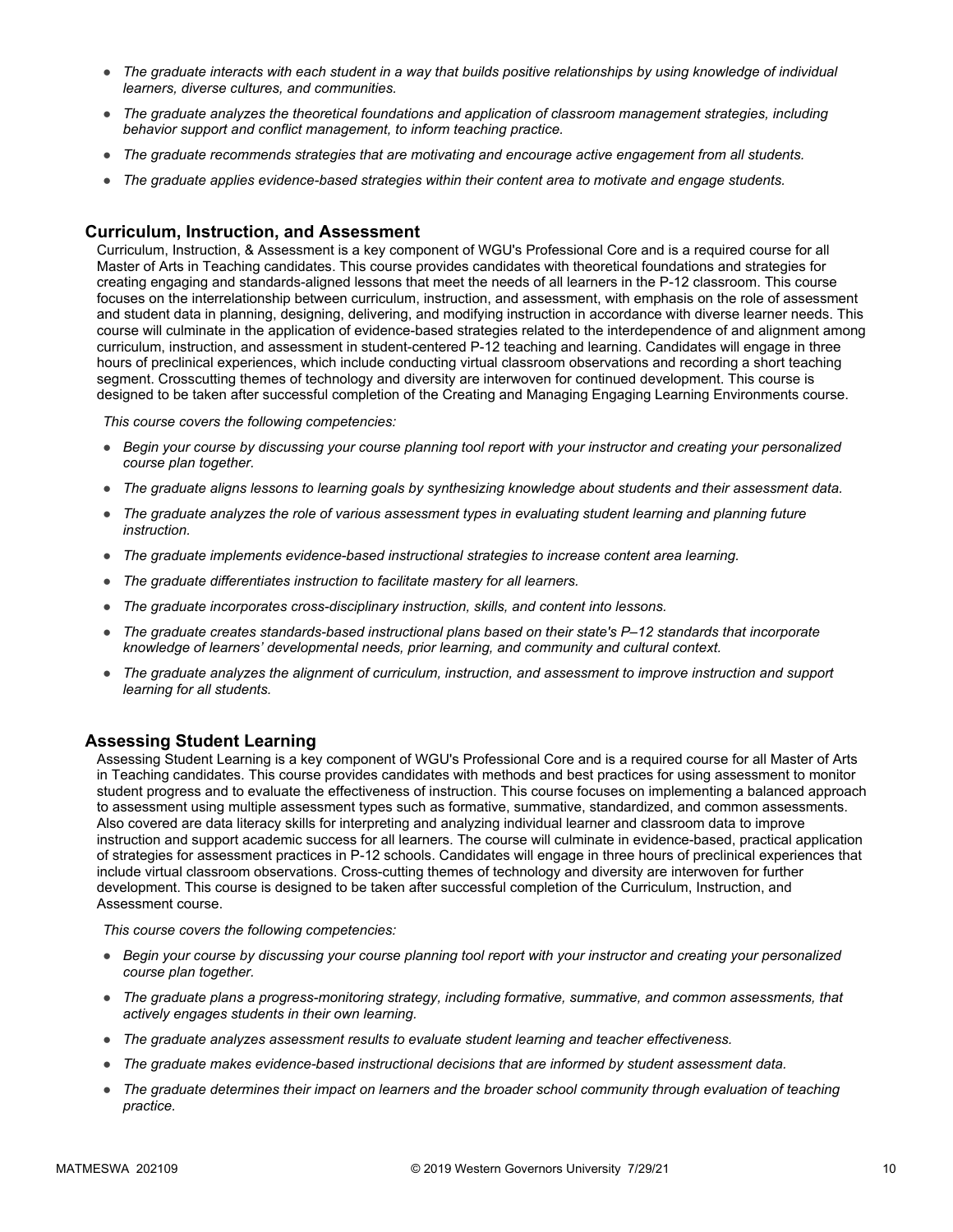- *The graduate interacts with each student in a way that builds positive relationships by using knowledge of individual learners, diverse cultures, and communities.*
- *The graduate analyzes the theoretical foundations and application of classroom management strategies, including behavior support and conflict management, to inform teaching practice.*
- *The graduate recommends strategies that are motivating and encourage active engagement from all students.*
- *The graduate applies evidence-based strategies within their content area to motivate and engage students.*

## Curriculum, Instruction, and Assessment

Curriculum, Instruction, & Assessment is a key component of WGU's Professional Core and is a required course for all Master of Arts in Teaching candidates. This course provides candidates with theoretical foundations and strategies for creating engaging and standards-aligned lessons that meet the needs of all learners in the P-12 classroom. This course focuses on the interrelationship between curriculum, instruction, and assessment, with emphasis on the role of assessment and student data in planning, designing, delivering, and modifying instruction in accordance with diverse learner needs. This course will culminate in the application of evidence-based strategies related to the interdependence of and alignment among curriculum, instruction, and assessment in student-centered P-12 teaching and learning. Candidates will engage in three hours of preclinical experiences, which include conducting virtual classroom observations and recording a short teaching segment. Crosscutting themes of technology and diversity are interwoven for continued development. This course is designed to be taken after successful completion of the Creating and Managing Engaging Learning Environments course.

*This course covers the following competencies:*

- *Begin your course by discussing your course planning tool report with your instructor and creating your personalized course plan together.*
- *The graduate aligns lessons to learning goals by synthesizing knowledge about students and their assessment data.*
- *The graduate analyzes the role of various assessment types in evaluating student learning and planning future instruction.*
- *The graduate implements evidence-based instructional strategies to increase content area learning.*
- *The graduate differentiates instruction to facilitate mastery for all learners.*
- *The graduate incorporates cross-disciplinary instruction, skills, and content into lessons.*
- *The graduate creates standards-based instructional plans based on their state's P–12 standards that incorporate knowledge of learners' developmental needs, prior learning, and community and cultural context.*
- *The graduate analyzes the alignment of curriculum, instruction, and assessment to improve instruction and support learning for all students.*

## Assessing Student Learning

Assessing Student Learning is a key component of WGU's Professional Core and is a required course for all Master of Arts in Teaching candidates. This course provides candidates with methods and best practices for using assessment to monitor student progress and to evaluate the effectiveness of instruction. This course focuses on implementing a balanced approach to assessment using multiple assessment types such as formative, summative, standardized, and common assessments. Also covered are data literacy skills for interpreting and analyzing individual learner and classroom data to improve instruction and support academic success for all learners. The course will culminate in evidence-based, practical application of strategies for assessment practices in P-12 schools. Candidates will engage in three hours of preclinical experiences that include virtual classroom observations. Cross-cutting themes of technology and diversity are interwoven for further development. This course is designed to be taken after successful completion of the Curriculum, Instruction, and Assessment course.

*This course covers the following competencies:*

- *Begin your course by discussing your course planning tool report with your instructor and creating your personalized course plan together.*
- *The graduate plans a progress-monitoring strategy, including formative, summative, and common assessments, that actively engages students in their own learning.*
- *The graduate analyzes assessment results to evaluate student learning and teacher effectiveness.*
- *The graduate makes evidence-based instructional decisions that are informed by student assessment data.*
- *The graduate determines their impact on learners and the broader school community through evaluation of teaching practice.*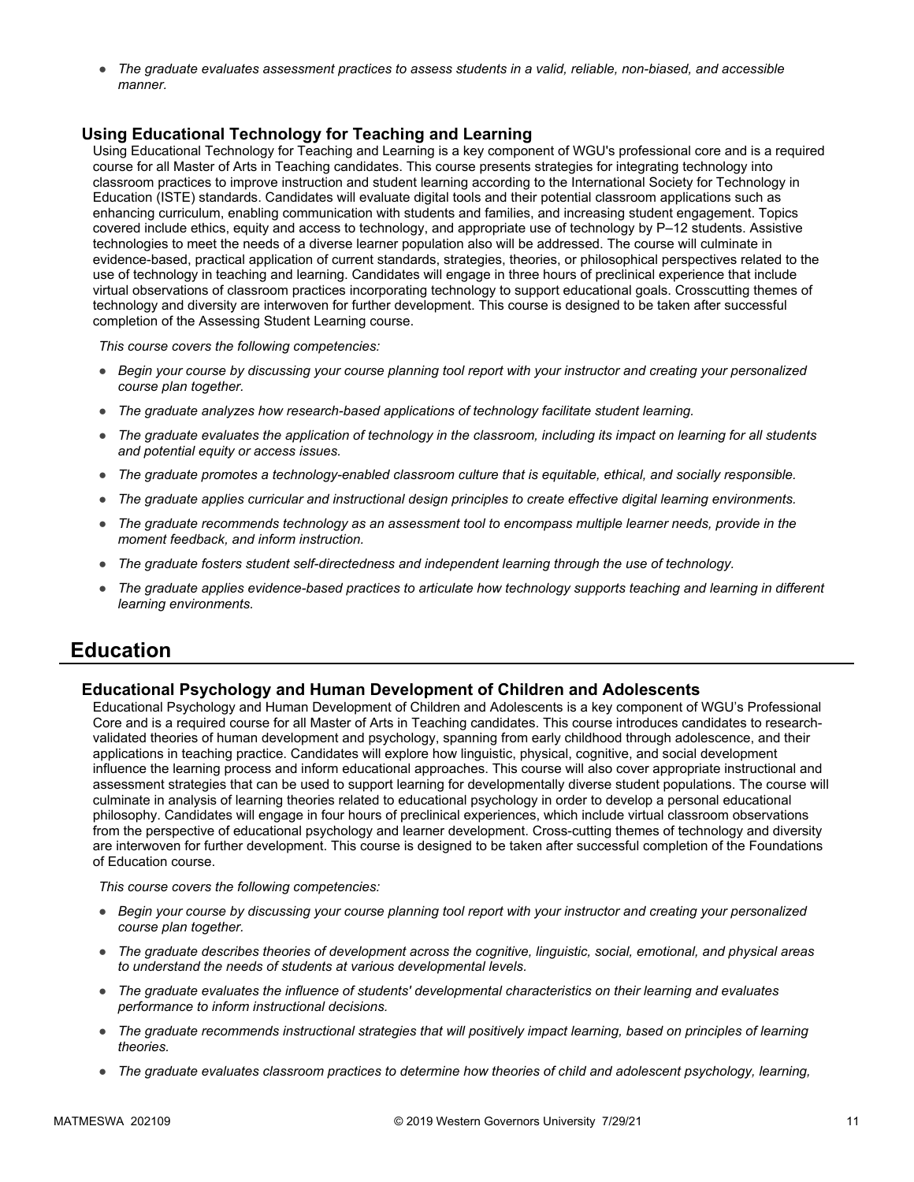- *The graduate evaluates assessment practices to assess students in a valid, reliable, non-biased, and accessible manner.*

### Using Educational Technology for Teaching and Learning

Using Educational Technology for Teaching and Learning is a key component of WGU's professional core and is a required course for all Master of Arts in Teaching candidates. This course presents strategies for integrating technology into classroom practices to improve instruction and student learning according to the International Society for Technology in Education (ISTE) standards. Candidates will evaluate digital tools and their potential classroom applications such as enhancing curriculum, enabling communication with students and families, and increasing student engagement. Topics covered include ethics, equity and access to technology, and appropriate use of technology by P–12 students. Assistive technologies to meet the needs of a diverse learner population also will be addressed. The course will culminate in evidence-based, practical application of current standards, strategies, theories, or philosophical perspectives related to the use of technology in teaching and learning. Candidates will engage in three hours of preclinical experience that include virtual observations of classroom practices incorporating technology to support educational goals. Crosscutting themes of technology and diversity are interwoven for further development. This course is designed to be taken after successful completion of the Assessing Student Learning course.

*This course covers the following competencies:*

- *Begin your course by discussing your course planning tool report with your instructor and creating your personalized course plan together.*
- *The graduate analyzes how research-based applications of technology facilitate student learning.*
- *The graduate evaluates the application of technology in the classroom, including its impact on learning for all students and potential equity or access issues.*
- *The graduate promotes a technology-enabled classroom culture that is equitable, ethical, and socially responsible.*
- *The graduate applies curricular and instructional design principles to create effective digital learning environments.*
- *The graduate recommends technology as an assessment tool to encompass multiple learner needs, provide in the moment feedback, and inform instruction.*
- *The graduate fosters student self-directedness and independent learning through the use of technology.*
- *The graduate applies evidence-based practices to articulate how technology supports teaching and learning in different learning environments.*

## Education

### Educational Psychology and Human Development of Children and Adolescents

Educational Psychology and Human Development of Children and Adolescents is a key component of WGU's Professional Core and is a required course for all Master of Arts in Teaching candidates. This course introduces candidates to research-validated theories of human development and psychology, spanning from early childhood through adolescence, and their applications in teaching practice. Candidates will explore how linguistic, physical, cognitive, and social development influence the learning process and inform educational approaches. This course will also cover appropriate instructional and assessment strategies that can be used to support learning for developmentally diverse student populations. The course will culminate in analysis of learning theories related to educational psychology in order to develop a personal educational philosophy. Candidates will engage in four hours of preclinical experiences, which include virtual classroom observations from the perspective of educational psychology and learner development. Cross-cutting themes of technology and diversity are interwoven for further development. This course is designed to be taken after successful completion of the Foundations of Education course.

*This course covers the following competencies:*

- *Begin your course by discussing your course planning tool report with your instructor and creating your personalized course plan together.*
- *The graduate describes theories of development across the cognitive, linguistic, social, emotional, and physical areas to understand the needs of students at various developmental levels.*
- *The graduate evaluates the influence of students' developmental characteristics on their learning and evaluates performance to inform instructional decisions.*
- *The graduate recommends instructional strategies that will positively impact learning, based on principles of learning theories.*
- *The graduate evaluates classroom practices to determine how theories of child and adolescent psychology, learning,*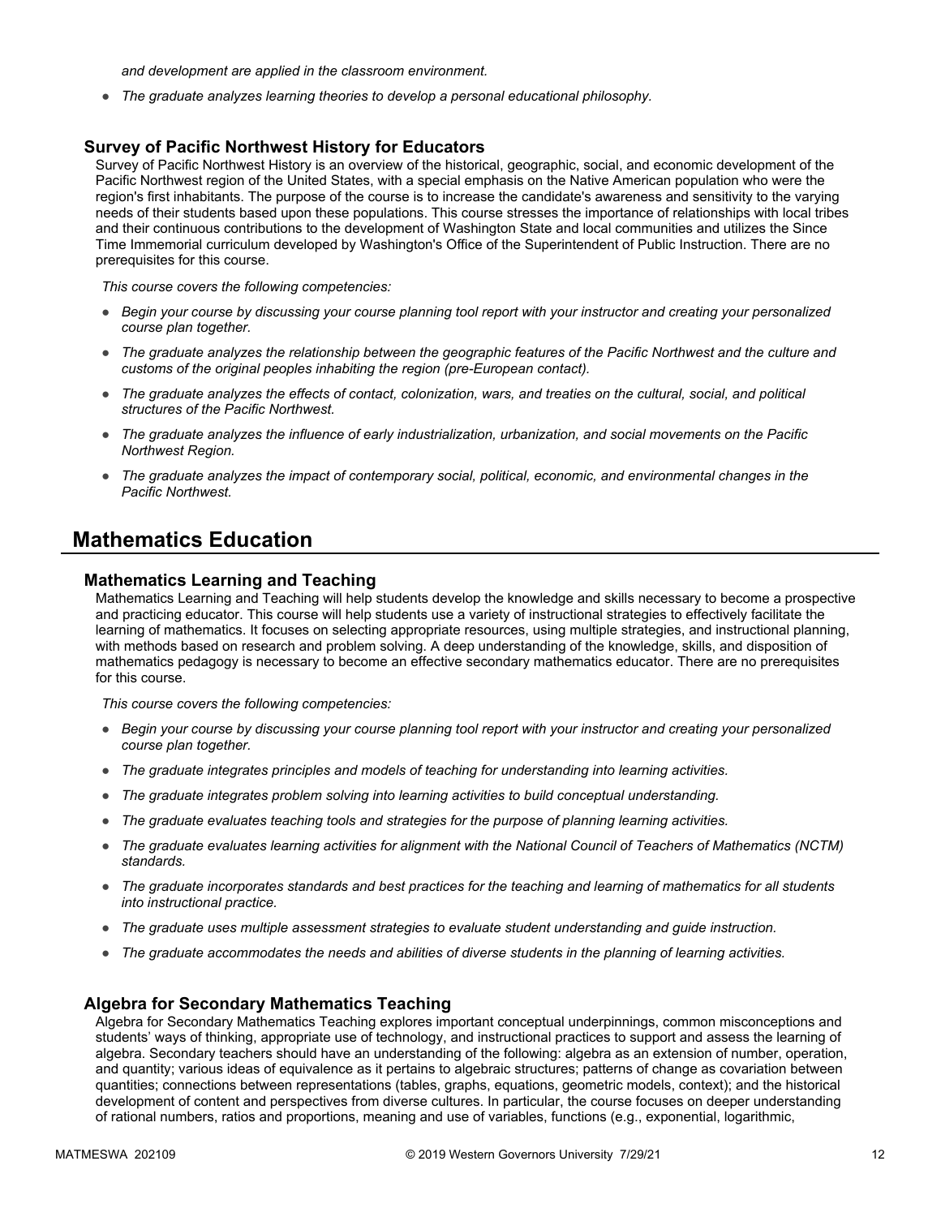*and development are applied in the classroom environment.*

- *The graduate analyzes learning theories to develop a personal educational philosophy.*

### Survey of Pacific Northwest History for Educators

Survey of Pacific Northwest History is an overview of the historical, geographic, social, and economic development of the Pacific Northwest region of the United States, with a special emphasis on the Native American population who were the region's first inhabitants. The purpose of the course is to increase the candidate's awareness and sensitivity to the varying needs of their students based upon these populations. This course stresses the importance of relationships with local tribes and their continuous contributions to the development of Washington State and local communities and utilizes the Since Time Immemorial curriculum developed by Washington's Office of the Superintendent of Public Instruction. There are no prerequisites for this course.

*This course covers the following competencies:*

- *Begin your course by discussing your course planning tool report with your instructor and creating your personalized course plan together.*
- *The graduate analyzes the relationship between the geographic features of the Pacific Northwest and the culture and customs of the original peoples inhabiting the region (pre-European contact).*
- *The graduate analyzes the effects of contact, colonization, wars, and treaties on the cultural, social, and political structures of the Pacific Northwest.*
- *The graduate analyzes the influence of early industrialization, urbanization, and social movements on the Pacific Northwest Region.*
- *The graduate analyzes the impact of contemporary social, political, economic, and environmental changes in the Pacific Northwest.*

## Mathematics Education

### Mathematics Learning and Teaching

Mathematics Learning and Teaching will help students develop the knowledge and skills necessary to become a prospective and practicing educator. This course will help students use a variety of instructional strategies to effectively facilitate the learning of mathematics. It focuses on selecting appropriate resources, using multiple strategies, and instructional planning, with methods based on research and problem solving. A deep understanding of the knowledge, skills, and disposition of mathematics pedagogy is necessary to become an effective secondary mathematics educator. There are no prerequisites for this course.

*This course covers the following competencies:*

- *Begin your course by discussing your course planning tool report with your instructor and creating your personalized course plan together.*
- *The graduate integrates principles and models of teaching for understanding into learning activities.*
- *The graduate integrates problem solving into learning activities to build conceptual understanding.*
- *The graduate evaluates teaching tools and strategies for the purpose of planning learning activities.*
- *The graduate evaluates learning activities for alignment with the National Council of Teachers of Mathematics (NCTM) standards.*
- *The graduate incorporates standards and best practices for the teaching and learning of mathematics for all students into instructional practice.*
- *The graduate uses multiple assessment strategies to evaluate student understanding and guide instruction.*
- *The graduate accommodates the needs and abilities of diverse students in the planning of learning activities.*

### Algebra for Secondary Mathematics Teaching

Algebra for Secondary Mathematics Teaching explores important conceptual underpinnings, common misconceptions and students' ways of thinking, appropriate use of technology, and instructional practices to support and assess the learning of algebra. Secondary teachers should have an understanding of the following: algebra as an extension of number, operation, and quantity; various ideas of equivalence as it pertains to algebraic structures; patterns of change as covariation between quantities; connections between representations (tables, graphs, equations, geometric models, context); and the historical development of content and perspectives from diverse cultures. In particular, the course focuses on deeper understanding of rational numbers, ratios and proportions, meaning and use of variables, functions (e.g., exponential, logarithmic,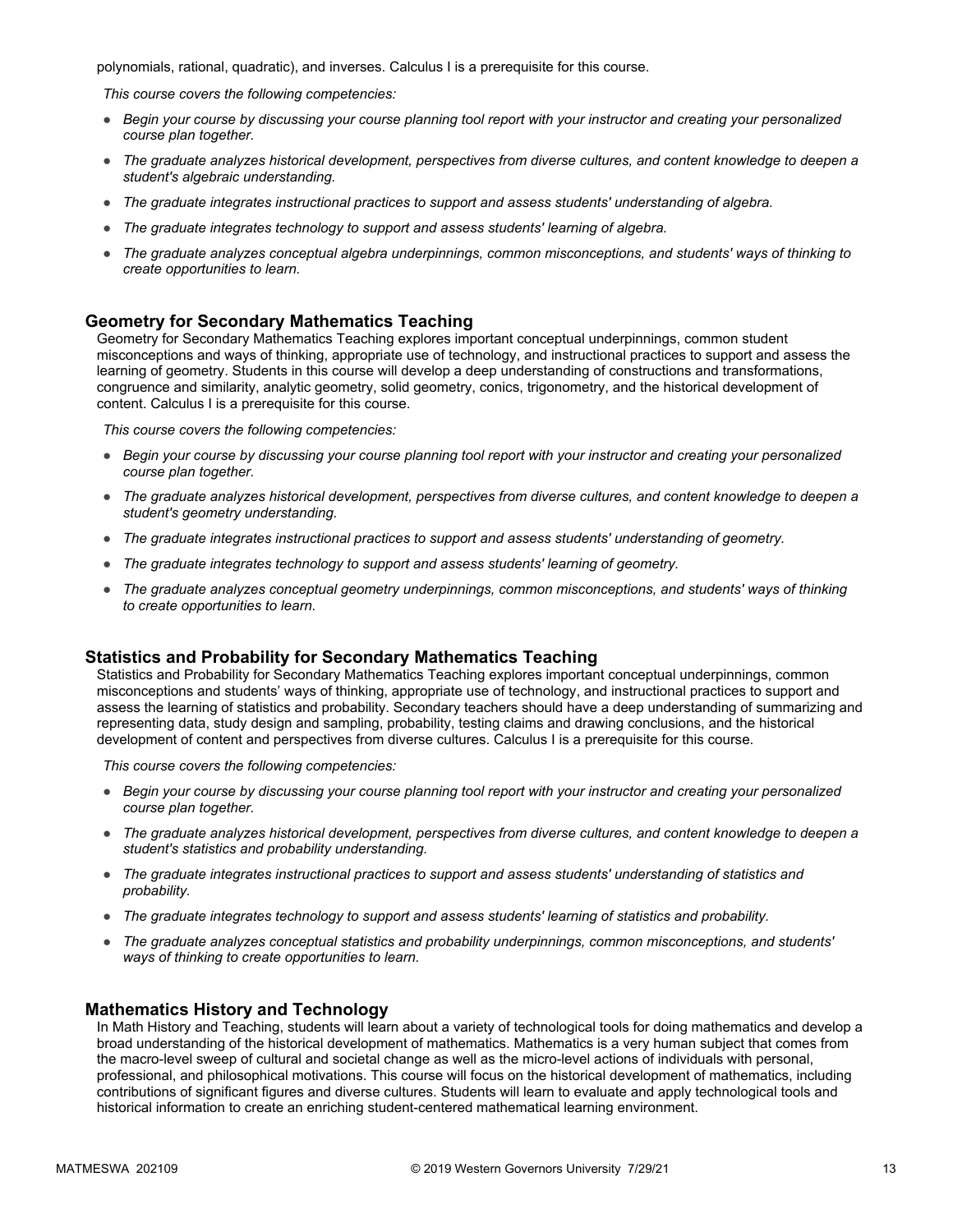polynomials, rational, quadratic), and inverses. Calculus I is a prerequisite for this course.

*This course covers the following competencies:*

- *Begin your course by discussing your course planning tool report with your instructor and creating your personalized course plan together.*
- *The graduate analyzes historical development, perspectives from diverse cultures, and content knowledge to deepen a student's algebraic understanding.*
- *The graduate integrates instructional practices to support and assess students' understanding of algebra.*
- *The graduate integrates technology to support and assess students' learning of algebra.*
- *The graduate analyzes conceptual algebra underpinnings, common misconceptions, and students' ways of thinking to create opportunities to learn.*

### Geometry for Secondary Mathematics Teaching

Geometry for Secondary Mathematics Teaching explores important conceptual underpinnings, common student misconceptions and ways of thinking, appropriate use of technology, and instructional practices to support and assess the learning of geometry. Students in this course will develop a deep understanding of constructions and transformations, congruence and similarity, analytic geometry, solid geometry, conics, trigonometry, and the historical development of content. Calculus I is a prerequisite for this course.

*This course covers the following competencies:*

- *Begin your course by discussing your course planning tool report with your instructor and creating your personalized course plan together.*
- *The graduate analyzes historical development, perspectives from diverse cultures, and content knowledge to deepen a student's geometry understanding.*
- *The graduate integrates instructional practices to support and assess students' understanding of geometry.*
- *The graduate integrates technology to support and assess students' learning of geometry.*
- *The graduate analyzes conceptual geometry underpinnings, common misconceptions, and students' ways of thinking to create opportunities to learn.*

### Statistics and Probability for Secondary Mathematics Teaching

Statistics and Probability for Secondary Mathematics Teaching explores important conceptual underpinnings, common misconceptions and students' ways of thinking, appropriate use of technology, and instructional practices to support and assess the learning of statistics and probability. Secondary teachers should have a deep understanding of summarizing and representing data, study design and sampling, probability, testing claims and drawing conclusions, and the historical development of content and perspectives from diverse cultures. Calculus I is a prerequisite for this course.

*This course covers the following competencies:*

- *Begin your course by discussing your course planning tool report with your instructor and creating your personalized course plan together.*
- *The graduate analyzes historical development, perspectives from diverse cultures, and content knowledge to deepen a student's statistics and probability understanding.*
- *The graduate integrates instructional practices to support and assess students' understanding of statistics and probability.*
- *The graduate integrates technology to support and assess students' learning of statistics and probability.*
- *The graduate analyzes conceptual statistics and probability underpinnings, common misconceptions, and students' ways of thinking to create opportunities to learn.*

### Mathematics History and Technology

In Math History and Teaching, students will learn about a variety of technological tools for doing mathematics and develop a broad understanding of the historical development of mathematics. Mathematics is a very human subject that comes from the macro-level sweep of cultural and societal change as well as the micro-level actions of individuals with personal, professional, and philosophical motivations. This course will focus on the historical development of mathematics, including contributions of significant figures and diverse cultures. Students will learn to evaluate and apply technological tools and historical information to create an enriching student-centered mathematical learning environment.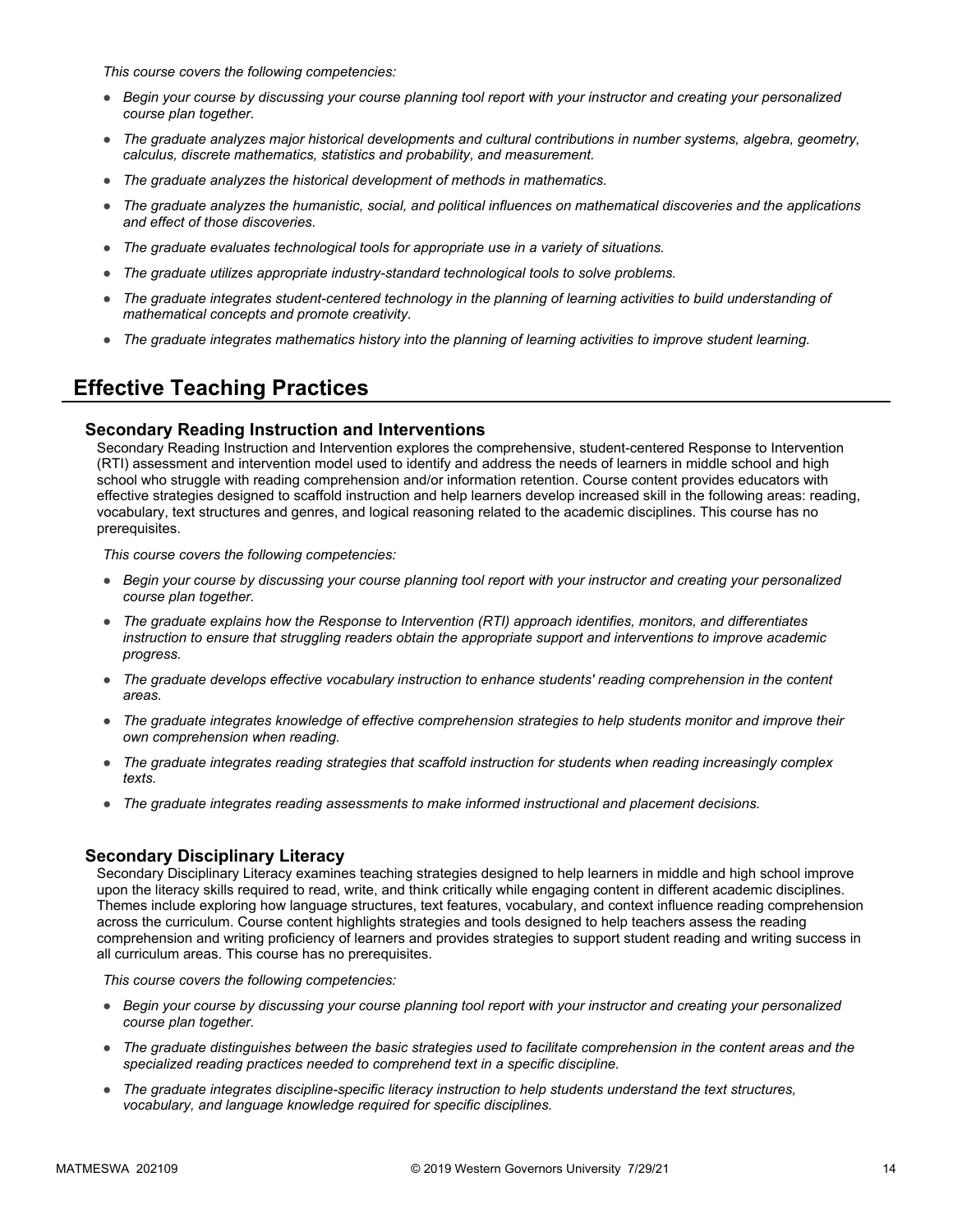*This course covers the following competencies:*

- *Begin your course by discussing your course planning tool report with your instructor and creating your personalized course plan together.*
- *The graduate analyzes major historical developments and cultural contributions in number systems, algebra, geometry, calculus, discrete mathematics, statistics and probability, and measurement.*
- *The graduate analyzes the historical development of methods in mathematics.*
- *The graduate analyzes the humanistic, social, and political influences on mathematical discoveries and the applications and effect of those discoveries.*
- *The graduate evaluates technological tools for appropriate use in a variety of situations.*
- *The graduate utilizes appropriate industry-standard technological tools to solve problems.*
- *The graduate integrates student-centered technology in the planning of learning activities to build understanding of mathematical concepts and promote creativity.*
- *The graduate integrates mathematics history into the planning of learning activities to improve student learning.*

## Effective Teaching Practices

### Secondary Reading Instruction and Interventions

Secondary Reading Instruction and Intervention explores the comprehensive, student-centered Response to Intervention (RTI) assessment and intervention model used to identify and address the needs of learners in middle school and high school who struggle with reading comprehension and/or information retention. Course content provides educators with effective strategies designed to scaffold instruction and help learners develop increased skill in the following areas: reading, vocabulary, text structures and genres, and logical reasoning related to the academic disciplines. This course has no prerequisites.

*This course covers the following competencies:*

- *Begin your course by discussing your course planning tool report with your instructor and creating your personalized course plan together.*
- *The graduate explains how the Response to Intervention (RTI) approach identifies, monitors, and differentiates instruction to ensure that struggling readers obtain the appropriate support and interventions to improve academic progress.*
- *The graduate develops effective vocabulary instruction to enhance students' reading comprehension in the content areas.*
- *The graduate integrates knowledge of effective comprehension strategies to help students monitor and improve their own comprehension when reading.*
- *The graduate integrates reading strategies that scaffold instruction for students when reading increasingly complex texts.*
- *The graduate integrates reading assessments to make informed instructional and placement decisions.*

### Secondary Disciplinary Literacy

Secondary Disciplinary Literacy examines teaching strategies designed to help learners in middle and high school improve upon the literacy skills required to read, write, and think critically while engaging content in different academic disciplines. Themes include exploring how language structures, text features, vocabulary, and context influence reading comprehension across the curriculum. Course content highlights strategies and tools designed to help teachers assess the reading comprehension and writing proficiency of learners and provides strategies to support student reading and writing success in all curriculum areas. This course has no prerequisites.

*This course covers the following competencies:*

- *Begin your course by discussing your course planning tool report with your instructor and creating your personalized course plan together.*
- *The graduate distinguishes between the basic strategies used to facilitate comprehension in the content areas and the specialized reading practices needed to comprehend text in a specific discipline.*
- *The graduate integrates discipline-specific literacy instruction to help students understand the text structures, vocabulary, and language knowledge required for specific disciplines.*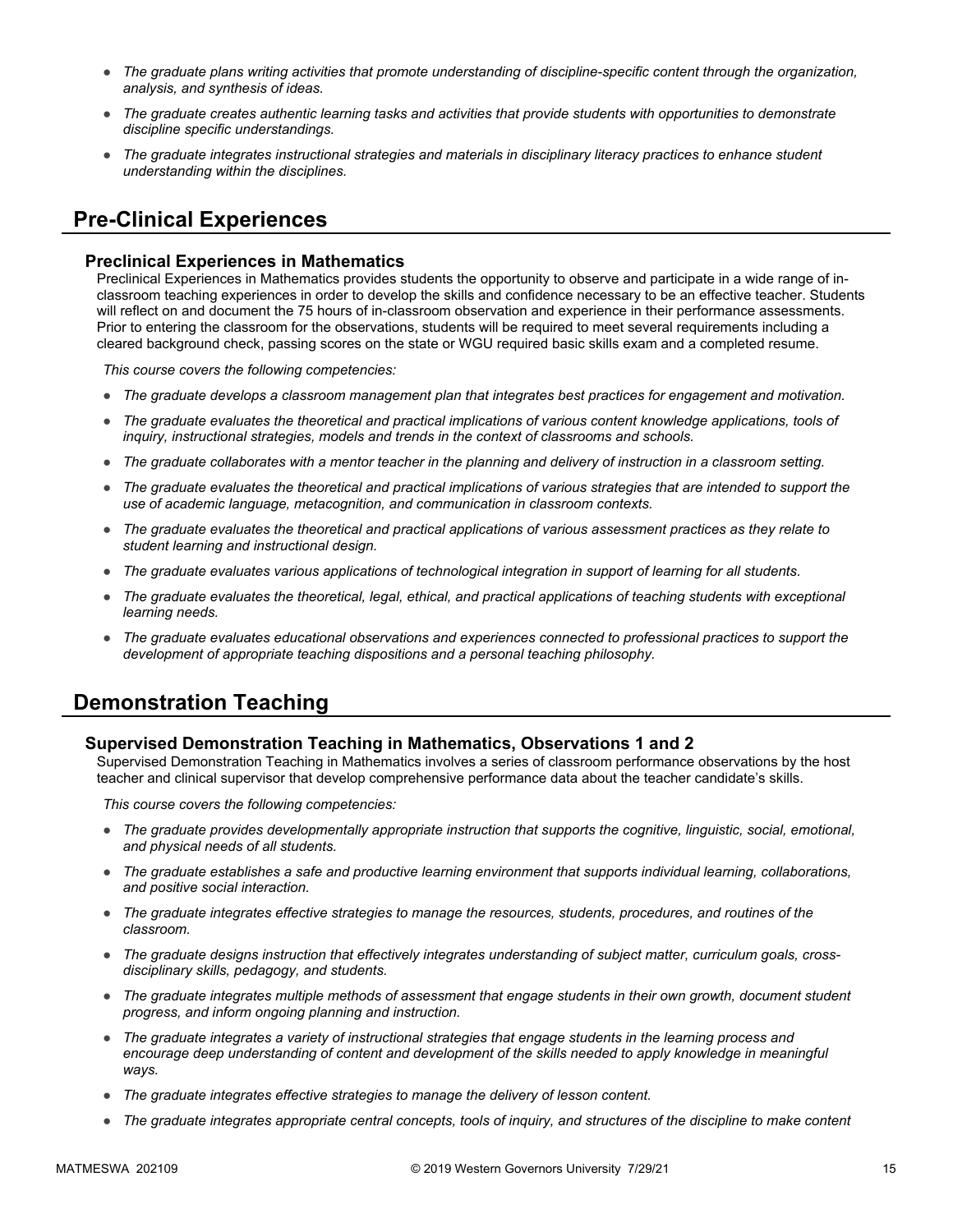- *The graduate plans writing activities that promote understanding of discipline-specific content through the organization, analysis, and synthesis of ideas.*
- *The graduate creates authentic learning tasks and activities that provide students with opportunities to demonstrate discipline specific understandings.*
- *The graduate integrates instructional strategies and materials in disciplinary literacy practices to enhance student understanding within the disciplines.*

## Pre-Clinical Experiences

### Preclinical Experiences in Mathematics

Preclinical Experiences in Mathematics provides students the opportunity to observe and participate in a wide range of in-classroom teaching experiences in order to develop the skills and confidence necessary to be an effective teacher. Students will reflect on and document the 75 hours of in-classroom observation and experience in their performance assessments. Prior to entering the classroom for the observations, students will be required to meet several requirements including a cleared background check, passing scores on the state or WGU required basic skills exam and a completed resume.

*This course covers the following competencies:*

- *The graduate develops a classroom management plan that integrates best practices for engagement and motivation.*
- *The graduate evaluates the theoretical and practical implications of various content knowledge applications, tools of inquiry, instructional strategies, models and trends in the context of classrooms and schools.*
- *The graduate collaborates with a mentor teacher in the planning and delivery of instruction in a classroom setting.*
- *The graduate evaluates the theoretical and practical implications of various strategies that are intended to support the use of academic language, metacognition, and communication in classroom contexts.*
- *The graduate evaluates the theoretical and practical applications of various assessment practices as they relate to student learning and instructional design.*
- *The graduate evaluates various applications of technological integration in support of learning for all students.*
- *The graduate evaluates the theoretical, legal, ethical, and practical applications of teaching students with exceptional learning needs.*
- *The graduate evaluates educational observations and experiences connected to professional practices to support the development of appropriate teaching dispositions and a personal teaching philosophy.*

## Demonstration Teaching

### Supervised Demonstration Teaching in Mathematics, Observations 1 and 2

Supervised Demonstration Teaching in Mathematics involves a series of classroom performance observations by the host teacher and clinical supervisor that develop comprehensive performance data about the teacher candidate's skills.

*This course covers the following competencies:*

- *The graduate provides developmentally appropriate instruction that supports the cognitive, linguistic, social, emotional, and physical needs of all students.*
- *The graduate establishes a safe and productive learning environment that supports individual learning, collaborations, and positive social interaction.*
- *The graduate integrates effective strategies to manage the resources, students, procedures, and routines of the classroom.*
- *The graduate designs instruction that effectively integrates understanding of subject matter, curriculum goals, cross-disciplinary skills, pedagogy, and students.*
- *The graduate integrates multiple methods of assessment that engage students in their own growth, document student progress, and inform ongoing planning and instruction.*
- *The graduate integrates a variety of instructional strategies that engage students in the learning process and encourage deep understanding of content and development of the skills needed to apply knowledge in meaningful ways.*
- *The graduate integrates effective strategies to manage the delivery of lesson content.*
- *The graduate integrates appropriate central concepts, tools of inquiry, and structures of the discipline to make content*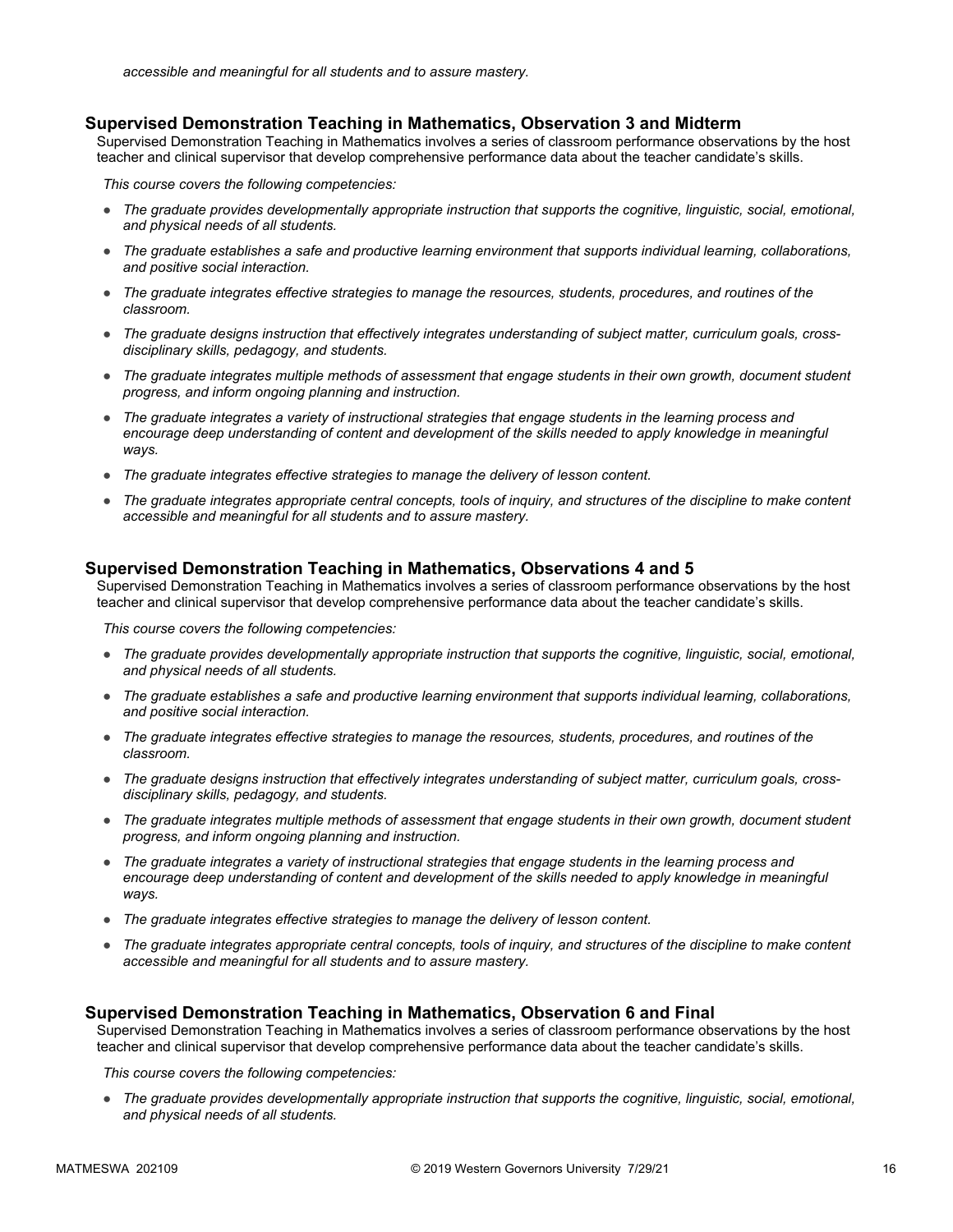*accessible and meaningful for all students and to assure mastery.*

### Supervised Demonstration Teaching in Mathematics, Observation 3 and Midterm

Supervised Demonstration Teaching in Mathematics involves a series of classroom performance observations by the host teacher and clinical supervisor that develop comprehensive performance data about the teacher candidate's skills.

*This course covers the following competencies:*

- *The graduate provides developmentally appropriate instruction that supports the cognitive, linguistic, social, emotional, and physical needs of all students.*
- *The graduate establishes a safe and productive learning environment that supports individual learning, collaborations, and positive social interaction.*
- *The graduate integrates effective strategies to manage the resources, students, procedures, and routines of the classroom.*
- *The graduate designs instruction that effectively integrates understanding of subject matter, curriculum goals, cross-disciplinary skills, pedagogy, and students.*
- *The graduate integrates multiple methods of assessment that engage students in their own growth, document student progress, and inform ongoing planning and instruction.*
- *The graduate integrates a variety of instructional strategies that engage students in the learning process and encourage deep understanding of content and development of the skills needed to apply knowledge in meaningful ways.*
- *The graduate integrates effective strategies to manage the delivery of lesson content.*
- *The graduate integrates appropriate central concepts, tools of inquiry, and structures of the discipline to make content accessible and meaningful for all students and to assure mastery.*

### Supervised Demonstration Teaching in Mathematics, Observations 4 and 5

Supervised Demonstration Teaching in Mathematics involves a series of classroom performance observations by the host teacher and clinical supervisor that develop comprehensive performance data about the teacher candidate's skills.

*This course covers the following competencies:*

- *The graduate provides developmentally appropriate instruction that supports the cognitive, linguistic, social, emotional, and physical needs of all students.*
- *The graduate establishes a safe and productive learning environment that supports individual learning, collaborations, and positive social interaction.*
- *The graduate integrates effective strategies to manage the resources, students, procedures, and routines of the classroom.*
- *The graduate designs instruction that effectively integrates understanding of subject matter, curriculum goals, cross-disciplinary skills, pedagogy, and students.*
- *The graduate integrates multiple methods of assessment that engage students in their own growth, document student progress, and inform ongoing planning and instruction.*
- *The graduate integrates a variety of instructional strategies that engage students in the learning process and encourage deep understanding of content and development of the skills needed to apply knowledge in meaningful ways.*
- *The graduate integrates effective strategies to manage the delivery of lesson content.*
- *The graduate integrates appropriate central concepts, tools of inquiry, and structures of the discipline to make content accessible and meaningful for all students and to assure mastery.*

### Supervised Demonstration Teaching in Mathematics, Observation 6 and Final

Supervised Demonstration Teaching in Mathematics involves a series of classroom performance observations by the host teacher and clinical supervisor that develop comprehensive performance data about the teacher candidate's skills.

*This course covers the following competencies:*

- *The graduate provides developmentally appropriate instruction that supports the cognitive, linguistic, social, emotional, and physical needs of all students.*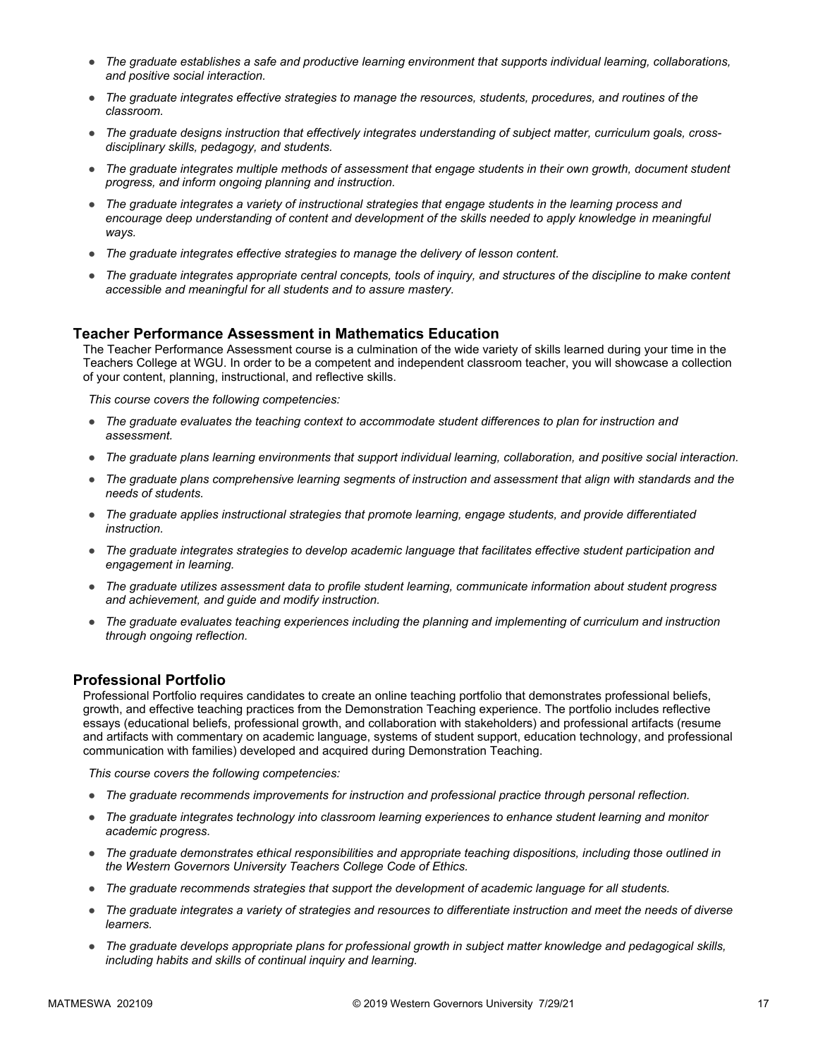- *The graduate establishes a safe and productive learning environment that supports individual learning, collaborations, and positive social interaction.*
- *The graduate integrates effective strategies to manage the resources, students, procedures, and routines of the classroom.*
- *The graduate designs instruction that effectively integrates understanding of subject matter, curriculum goals, cross-disciplinary skills, pedagogy, and students.*
- *The graduate integrates multiple methods of assessment that engage students in their own growth, document student progress, and inform ongoing planning and instruction.*
- *The graduate integrates a variety of instructional strategies that engage students in the learning process and encourage deep understanding of content and development of the skills needed to apply knowledge in meaningful ways.*
- *The graduate integrates effective strategies to manage the delivery of lesson content.*
- *The graduate integrates appropriate central concepts, tools of inquiry, and structures of the discipline to make content accessible and meaningful for all students and to assure mastery.*

## Teacher Performance Assessment in Mathematics Education

The Teacher Performance Assessment course is a culmination of the wide variety of skills learned during your time in the Teachers College at WGU. In order to be a competent and independent classroom teacher, you will showcase a collection of your content, planning, instructional, and reflective skills.

*This course covers the following competencies:*

- *The graduate evaluates the teaching context to accommodate student differences to plan for instruction and assessment.*
- *The graduate plans learning environments that support individual learning, collaboration, and positive social interaction.*
- *The graduate plans comprehensive learning segments of instruction and assessment that align with standards and the needs of students.*
- *The graduate applies instructional strategies that promote learning, engage students, and provide differentiated instruction.*
- *The graduate integrates strategies to develop academic language that facilitates effective student participation and engagement in learning.*
- *The graduate utilizes assessment data to profile student learning, communicate information about student progress and achievement, and guide and modify instruction.*
- *The graduate evaluates teaching experiences including the planning and implementing of curriculum and instruction through ongoing reflection.*

## Professional Portfolio

Professional Portfolio requires candidates to create an online teaching portfolio that demonstrates professional beliefs, growth, and effective teaching practices from the Demonstration Teaching experience. The portfolio includes reflective essays (educational beliefs, professional growth, and collaboration with stakeholders) and professional artifacts (resume and artifacts with commentary on academic language, systems of student support, education technology, and professional communication with families) developed and acquired during Demonstration Teaching.

*This course covers the following competencies:*

- *The graduate recommends improvements for instruction and professional practice through personal reflection.*
- *The graduate integrates technology into classroom learning experiences to enhance student learning and monitor academic progress.*
- *The graduate demonstrates ethical responsibilities and appropriate teaching dispositions, including those outlined in the Western Governors University Teachers College Code of Ethics.*
- *The graduate recommends strategies that support the development of academic language for all students.*
- *The graduate integrates a variety of strategies and resources to differentiate instruction and meet the needs of diverse learners.*
- *The graduate develops appropriate plans for professional growth in subject matter knowledge and pedagogical skills, including habits and skills of continual inquiry and learning.*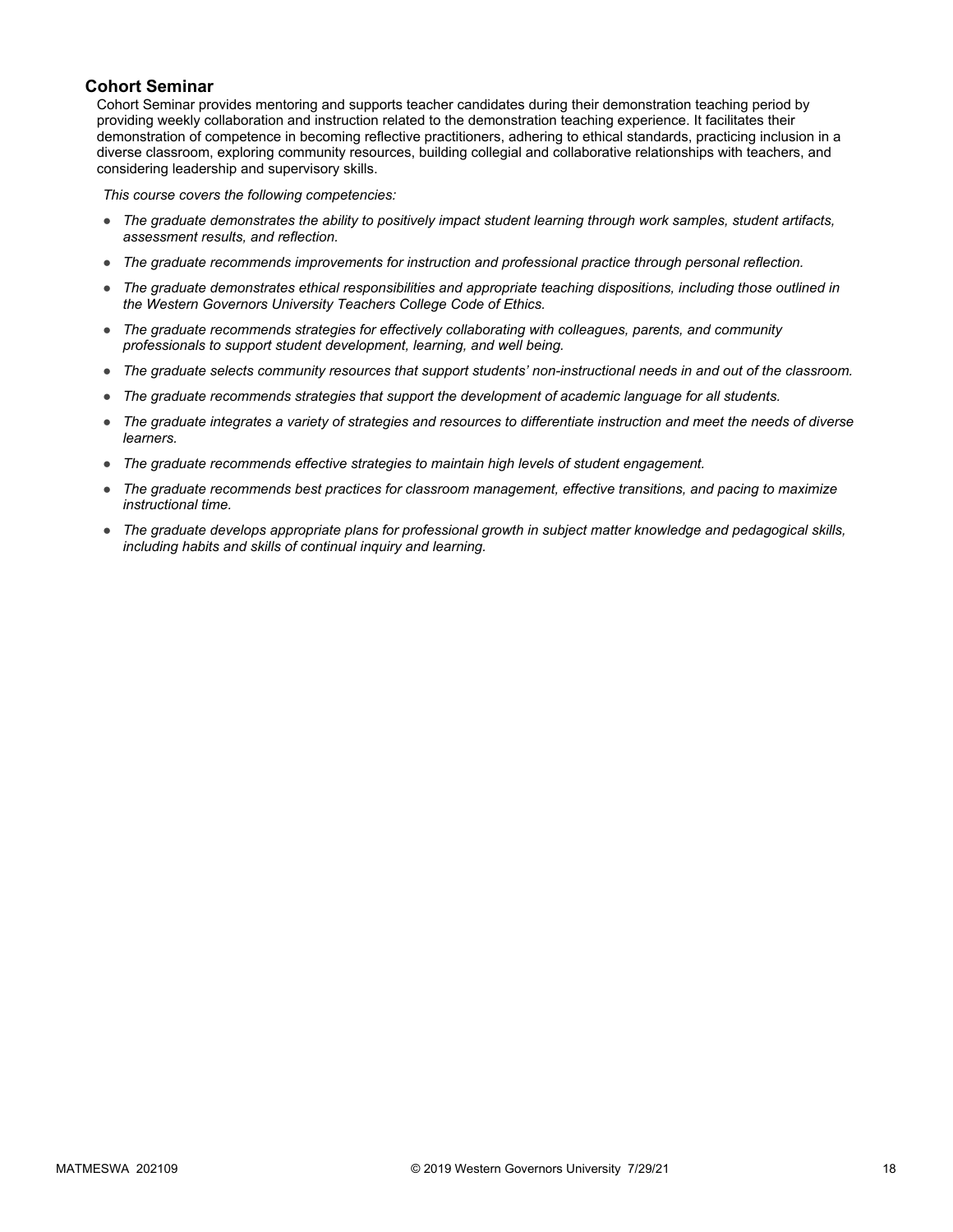## Cohort Seminar

Cohort Seminar provides mentoring and supports teacher candidates during their demonstration teaching period by providing weekly collaboration and instruction related to the demonstration teaching experience. It facilitates their demonstration of competence in becoming reflective practitioners, adhering to ethical standards, practicing inclusion in a diverse classroom, exploring community resources, building collegial and collaborative relationships with teachers, and considering leadership and supervisory skills.

*This course covers the following competencies:*

- *The graduate demonstrates the ability to positively impact student learning through work samples, student artifacts, assessment results, and reflection.*
- *The graduate recommends improvements for instruction and professional practice through personal reflection.*
- *The graduate demonstrates ethical responsibilities and appropriate teaching dispositions, including those outlined in the Western Governors University Teachers College Code of Ethics.*
- *The graduate recommends strategies for effectively collaborating with colleagues, parents, and community professionals to support student development, learning, and well being.*
- *The graduate selects community resources that support students' non-instructional needs in and out of the classroom.*
- *The graduate recommends strategies that support the development of academic language for all students.*
- *The graduate integrates a variety of strategies and resources to differentiate instruction and meet the needs of diverse learners.*
- *The graduate recommends effective strategies to maintain high levels of student engagement.*
- *The graduate recommends best practices for classroom management, effective transitions, and pacing to maximize instructional time.*
- *The graduate develops appropriate plans for professional growth in subject matter knowledge and pedagogical skills, including habits and skills of continual inquiry and learning.*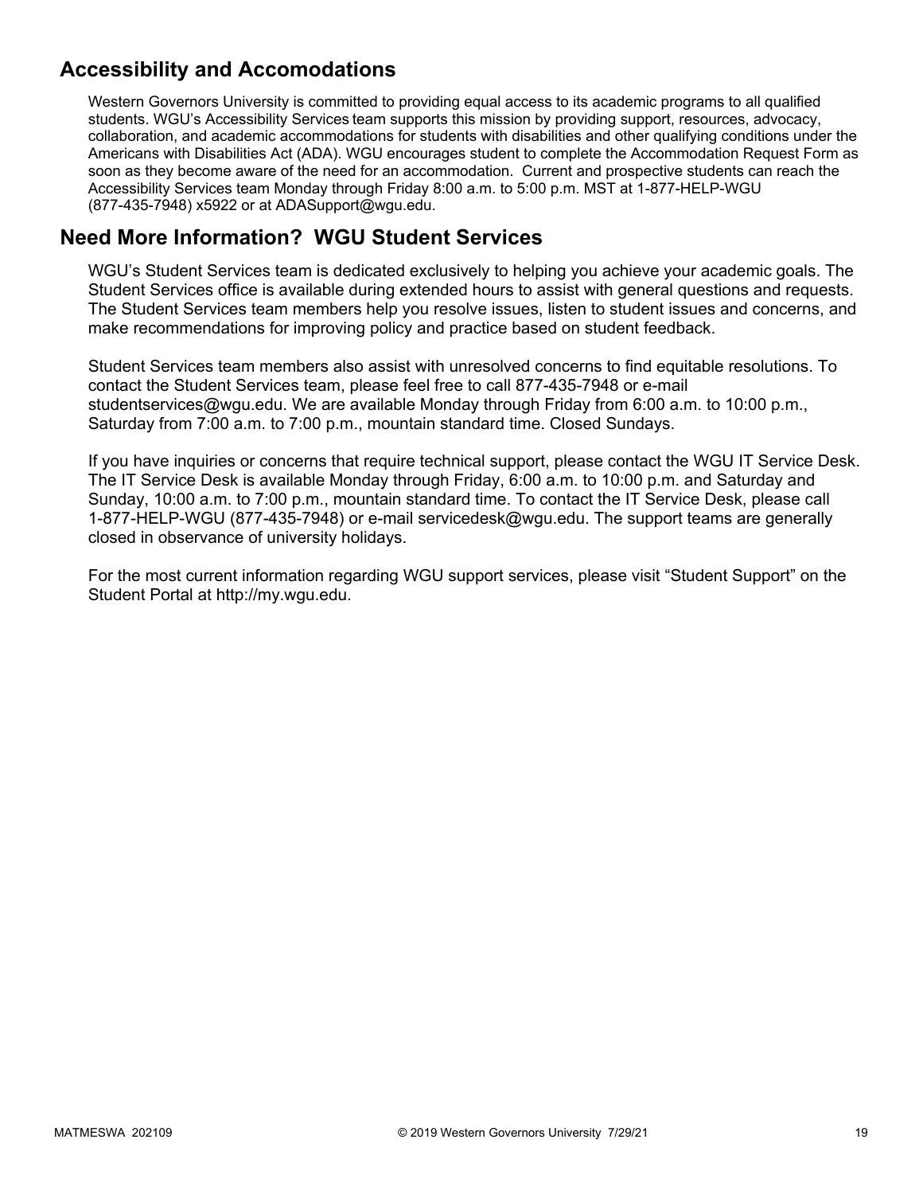## Accessibility and Accomodations

Western Governors University is committed to providing equal access to its academic programs to all qualified students. WGU's Accessibility Services team supports this mission by providing support, resources, advocacy, collaboration, and academic accommodations for students with disabilities and other qualifying conditions under the Americans with Disabilities Act (ADA). WGU encourages student to complete the Accommodation Request Form as soon as they become aware of the need for an accommodation. Current and prospective students can reach the Accessibility Services team Monday through Friday 8:00 a.m. to 5:00 p.m. MST at 1-877-HELP-WGU (877-435-7948) x5922 or at ADASupport@wgu.edu.

## Need More Information? WGU Student Services

WGU's Student Services team is dedicated exclusively to helping you achieve your academic goals. The Student Services office is available during extended hours to assist with general questions and requests. The Student Services team members help you resolve issues, listen to student issues and concerns, and make recommendations for improving policy and practice based on student feedback.

Student Services team members also assist with unresolved concerns to find equitable resolutions. To contact the Student Services team, please feel free to call 877-435-7948 or e-mail studentservices@wgu.edu. We are available Monday through Friday from 6:00 a.m. to 10:00 p.m., Saturday from 7:00 a.m. to 7:00 p.m., mountain standard time. Closed Sundays.

If you have inquiries or concerns that require technical support, please contact the WGU IT Service Desk. The IT Service Desk is available Monday through Friday, 6:00 a.m. to 10:00 p.m. and Saturday and Sunday, 10:00 a.m. to 7:00 p.m., mountain standard time. To contact the IT Service Desk, please call 1-877-HELP-WGU (877-435-7948) or e-mail servicedesk@wgu.edu. The support teams are generally closed in observance of university holidays.

For the most current information regarding WGU support services, please visit "Student Support" on the Student Portal at http://my.wgu.edu.